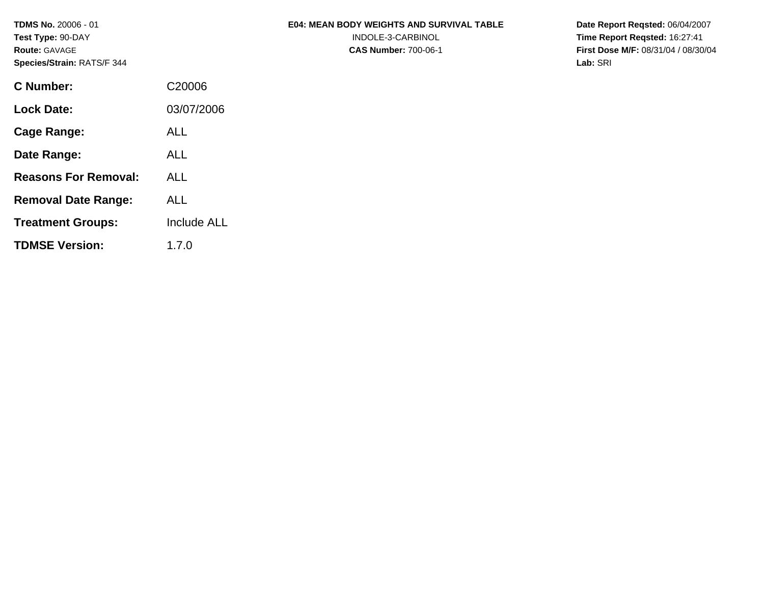**TDMS No.** 20006 - 01
**Test Type:** 90-DAY
**Route:** GAVAGE
**Species/Strain:** RATS/F 344

**E04: MEAN BODY WEIGHTS AND SURVIVAL TABLE**
INDOLE-3-CARBINOL
**CAS Number:** 700-06-1

**Date Report Reqsted:** 06/04/2007
**Time Report Reqsted:** 16:27:41
**First Dose M/F:** 08/31/04 / 08/30/04
**Lab:** SRI

| | |
|---|---|
| **C Number:** | C20006 |
| **Lock Date:** | 03/07/2006 |
| **Cage Range:** | ALL |
| **Date Range:** | ALL |
| **Reasons For Removal:** | ALL |
| **Removal Date Range:** | ALL |
| **Treatment Groups:** | Include ALL |
| **TDMSE Version:** | 1.7.0 |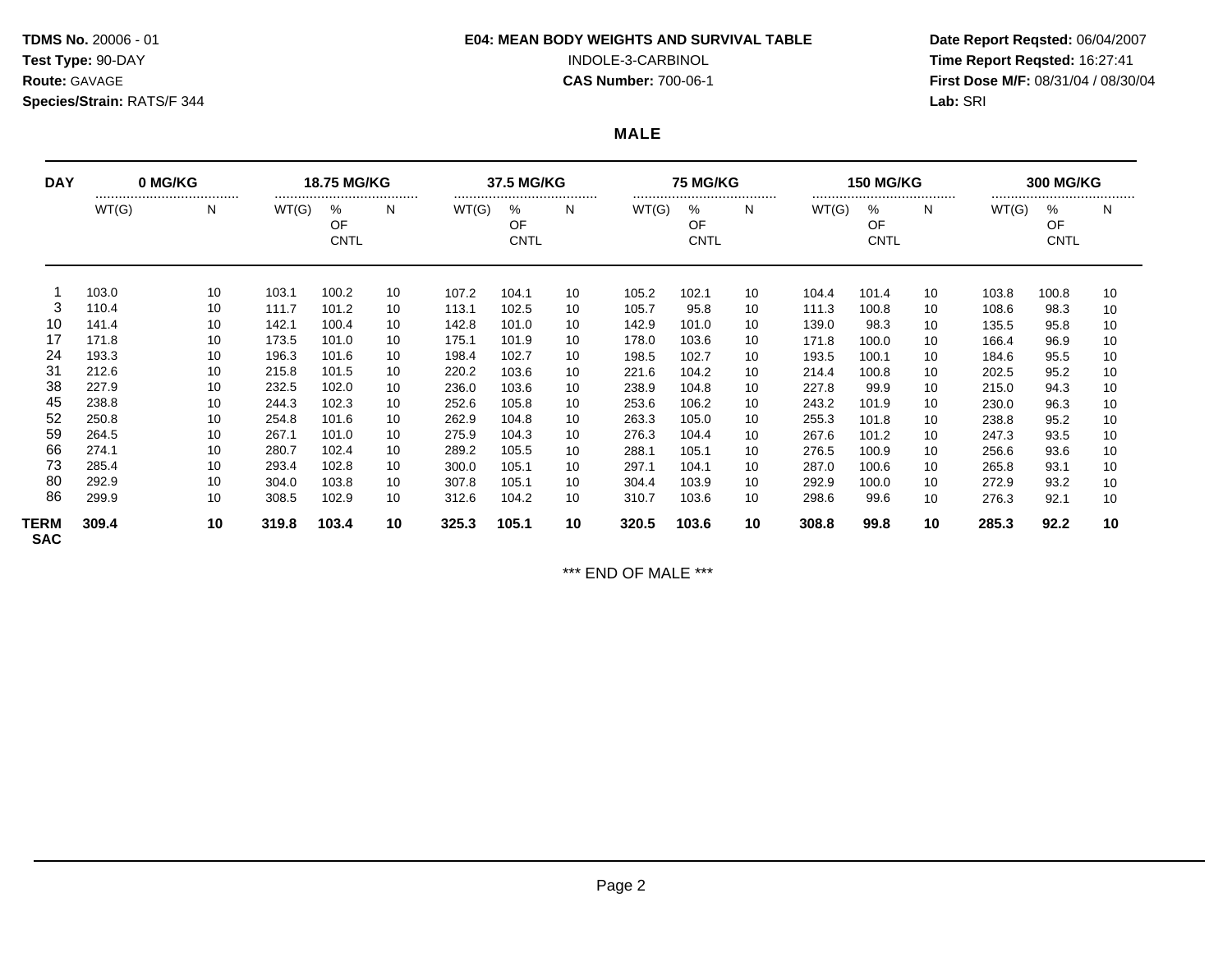**TDMS No.** 20006 - 01
**Test Type:** 90-DAY
**Route:** GAVAGE
**Species/Strain:** RATS/F 344

**E04: MEAN BODY WEIGHTS AND SURVIVAL TABLE**
INDOLE-3-CARBINOL
**CAS Number:** 700-06-1

**Date Report Reqsted:** 06/04/2007
**Time Report Reqsted:** 16:27:41
**First Dose M/F:** 08/31/04 / 08/30/04
**Lab:** SRI

## MALE

| DAY | 0 MG/KG | | 18.75 MG/KG | | | 37.5 MG/KG | | | 75 MG/KG | | | 150 MG/KG | | | 300 MG/KG | | |
|---|---|---|---|---|---|---|---|---|---|---|---|---|---|---|---|---|---|
| | WT(G) | N | WT(G) | % OF CNTL | N | WT(G) | % OF CNTL | N | WT(G) | % OF CNTL | N | WT(G) | % OF CNTL | N | WT(G) | % OF CNTL | N |
| 1 | 103.0 | 10 | 103.1 | 100.2 | 10 | 107.2 | 104.1 | 10 | 105.2 | 102.1 | 10 | 104.4 | 101.4 | 10 | 103.8 | 100.8 | 10 |
| 3 | 110.4 | 10 | 111.7 | 101.2 | 10 | 113.1 | 102.5 | 10 | 105.7 | 95.8 | 10 | 111.3 | 100.8 | 10 | 108.6 | 98.3 | 10 |
| 10 | 141.4 | 10 | 142.1 | 100.4 | 10 | 142.8 | 101.0 | 10 | 142.9 | 101.0 | 10 | 139.0 | 98.3 | 10 | 135.5 | 95.8 | 10 |
| 17 | 171.8 | 10 | 173.5 | 101.0 | 10 | 175.1 | 101.9 | 10 | 178.0 | 103.6 | 10 | 171.8 | 100.0 | 10 | 166.4 | 96.9 | 10 |
| 24 | 193.3 | 10 | 196.3 | 101.6 | 10 | 198.4 | 102.7 | 10 | 198.5 | 102.7 | 10 | 193.5 | 100.1 | 10 | 184.6 | 95.5 | 10 |
| 31 | 212.6 | 10 | 215.8 | 101.5 | 10 | 220.2 | 103.6 | 10 | 221.6 | 104.2 | 10 | 214.4 | 100.8 | 10 | 202.5 | 95.2 | 10 |
| 38 | 227.9 | 10 | 232.5 | 102.0 | 10 | 236.0 | 103.6 | 10 | 238.9 | 104.8 | 10 | 227.8 | 99.9 | 10 | 215.0 | 94.3 | 10 |
| 45 | 238.8 | 10 | 244.3 | 102.3 | 10 | 252.6 | 105.8 | 10 | 253.6 | 106.2 | 10 | 243.2 | 101.9 | 10 | 230.0 | 96.3 | 10 |
| 52 | 250.8 | 10 | 254.8 | 101.6 | 10 | 262.9 | 104.8 | 10 | 263.3 | 105.0 | 10 | 255.3 | 101.8 | 10 | 238.8 | 95.2 | 10 |
| 59 | 264.5 | 10 | 267.1 | 101.0 | 10 | 275.9 | 104.3 | 10 | 276.3 | 104.4 | 10 | 267.6 | 101.2 | 10 | 247.3 | 93.5 | 10 |
| 66 | 274.1 | 10 | 280.7 | 102.4 | 10 | 289.2 | 105.5 | 10 | 288.1 | 105.1 | 10 | 276.5 | 100.9 | 10 | 256.6 | 93.6 | 10 |
| 73 | 285.4 | 10 | 293.4 | 102.8 | 10 | 300.0 | 105.1 | 10 | 297.1 | 104.1 | 10 | 287.0 | 100.6 | 10 | 265.8 | 93.1 | 10 |
| 80 | 292.9 | 10 | 304.0 | 103.8 | 10 | 307.8 | 105.1 | 10 | 304.4 | 103.9 | 10 | 292.9 | 100.0 | 10 | 272.9 | 93.2 | 10 |
| 86 | 299.9 | 10 | 308.5 | 102.9 | 10 | 312.6 | 104.2 | 10 | 310.7 | 103.6 | 10 | 298.6 | 99.6 | 10 | 276.3 | 92.1 | 10 |
| **TERM SAC** | **309.4** | **10** | **319.8** | **103.4** | **10** | **325.3** | **105.1** | **10** | **320.5** | **103.6** | **10** | **308.8** | **99.8** | **10** | **285.3** | **92.2** | **10** |

*** END OF MALE ***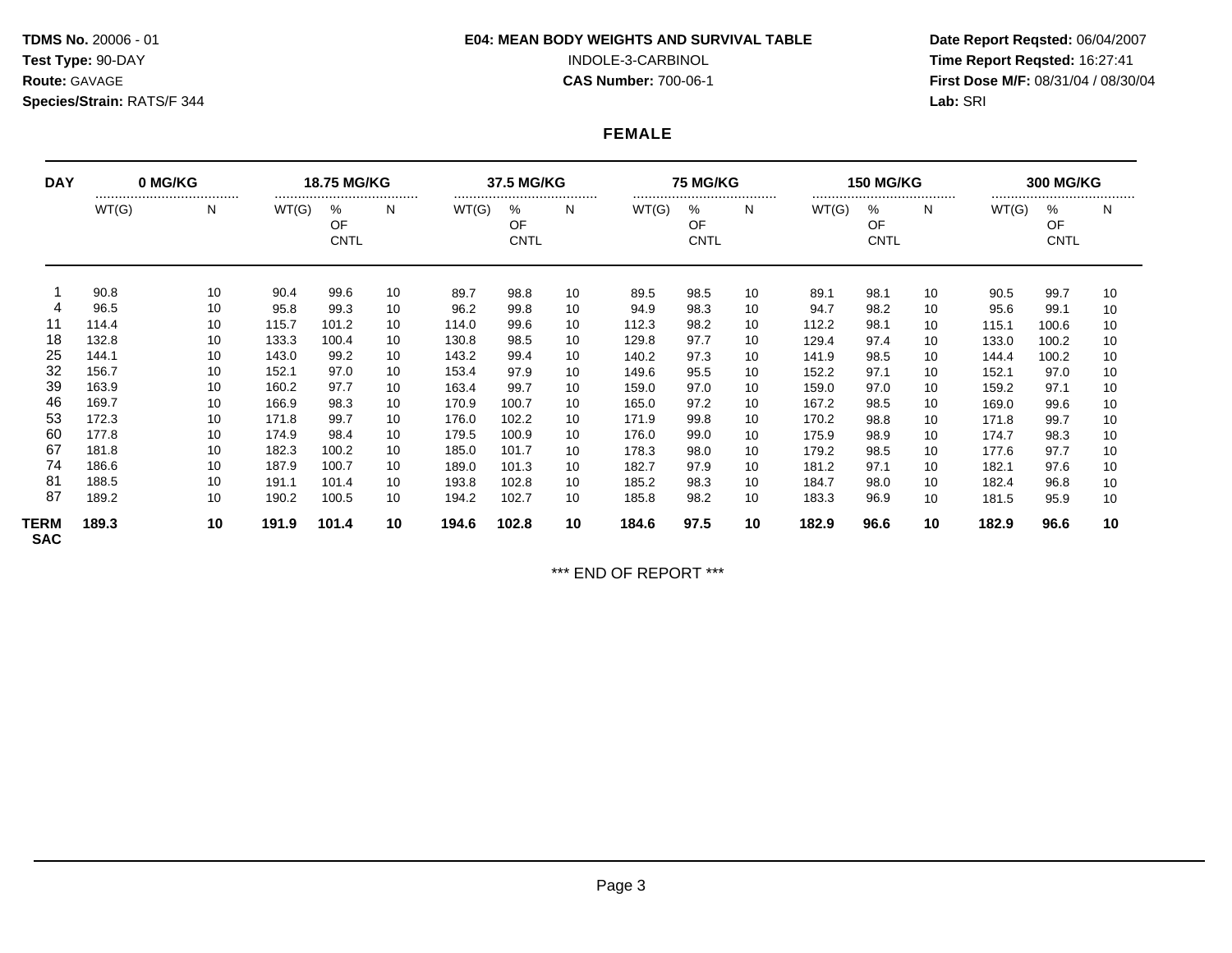**TDMS No.** 20006 - 01
**Test Type:** 90-DAY
**Route:** GAVAGE
**Species/Strain:** RATS/F 344

**E04: MEAN BODY WEIGHTS AND SURVIVAL TABLE**
INDOLE-3-CARBINOL
**CAS Number:** 700-06-1

**Date Report Reqsted:** 06/04/2007
**Time Report Reqsted:** 16:27:41
**First Dose M/F:** 08/31/04 / 08/30/04
**Lab:** SRI

**FEMALE**

| DAY | 0 MG/KG | | 18.75 MG/KG | | | 37.5 MG/KG | | | 75 MG/KG | | | 150 MG/KG | | | 300 MG/KG | | |
|---|---|---|---|---|---|---|---|---|---|---|---|---|---|---|---|---|---|
| | WT(G) | N | WT(G) | % OF CNTL | N | WT(G) | % OF CNTL | N | WT(G) | % OF CNTL | N | WT(G) | % OF CNTL | N | WT(G) | % OF CNTL | N |
| 1 | 90.8 | 10 | 90.4 | 99.6 | 10 | 89.7 | 98.8 | 10 | 89.5 | 98.5 | 10 | 89.1 | 98.1 | 10 | 90.5 | 99.7 | 10 |
| 4 | 96.5 | 10 | 95.8 | 99.3 | 10 | 96.2 | 99.8 | 10 | 94.9 | 98.3 | 10 | 94.7 | 98.2 | 10 | 95.6 | 99.1 | 10 |
| 11 | 114.4 | 10 | 115.7 | 101.2 | 10 | 114.0 | 99.6 | 10 | 112.3 | 98.2 | 10 | 112.2 | 98.1 | 10 | 115.1 | 100.6 | 10 |
| 18 | 132.8 | 10 | 133.3 | 100.4 | 10 | 130.8 | 98.5 | 10 | 129.8 | 97.7 | 10 | 129.4 | 97.4 | 10 | 133.0 | 100.2 | 10 |
| 25 | 144.1 | 10 | 143.0 | 99.2 | 10 | 143.2 | 99.4 | 10 | 140.2 | 97.3 | 10 | 141.9 | 98.5 | 10 | 144.4 | 100.2 | 10 |
| 32 | 156.7 | 10 | 152.1 | 97.0 | 10 | 153.4 | 97.9 | 10 | 149.6 | 95.5 | 10 | 152.2 | 97.1 | 10 | 152.1 | 97.0 | 10 |
| 39 | 163.9 | 10 | 160.2 | 97.7 | 10 | 163.4 | 99.7 | 10 | 159.0 | 97.0 | 10 | 159.0 | 97.0 | 10 | 159.2 | 97.1 | 10 |
| 46 | 169.7 | 10 | 166.9 | 98.3 | 10 | 170.9 | 100.7 | 10 | 165.0 | 97.2 | 10 | 167.2 | 98.5 | 10 | 169.0 | 99.6 | 10 |
| 53 | 172.3 | 10 | 171.8 | 99.7 | 10 | 176.0 | 102.2 | 10 | 171.9 | 99.8 | 10 | 170.2 | 98.8 | 10 | 171.8 | 99.7 | 10 |
| 60 | 177.8 | 10 | 174.9 | 98.4 | 10 | 179.5 | 100.9 | 10 | 176.0 | 99.0 | 10 | 175.9 | 98.9 | 10 | 174.7 | 98.3 | 10 |
| 67 | 181.8 | 10 | 182.3 | 100.2 | 10 | 185.0 | 101.7 | 10 | 178.3 | 98.0 | 10 | 179.2 | 98.5 | 10 | 177.6 | 97.7 | 10 |
| 74 | 186.6 | 10 | 187.9 | 100.7 | 10 | 189.0 | 101.3 | 10 | 182.7 | 97.9 | 10 | 181.2 | 97.1 | 10 | 182.1 | 97.6 | 10 |
| 81 | 188.5 | 10 | 191.1 | 101.4 | 10 | 193.8 | 102.8 | 10 | 185.2 | 98.3 | 10 | 184.7 | 98.0 | 10 | 182.4 | 96.8 | 10 |
| 87 | 189.2 | 10 | 190.2 | 100.5 | 10 | 194.2 | 102.7 | 10 | 185.8 | 98.2 | 10 | 183.3 | 96.9 | 10 | 181.5 | 95.9 | 10 |
| **TERM SAC** | **189.3** | **10** | **191.9** | **101.4** | **10** | **194.6** | **102.8** | **10** | **184.6** | **97.5** | **10** | **182.9** | **96.6** | **10** | **182.9** | **96.6** | **10** |

*** END OF REPORT ***